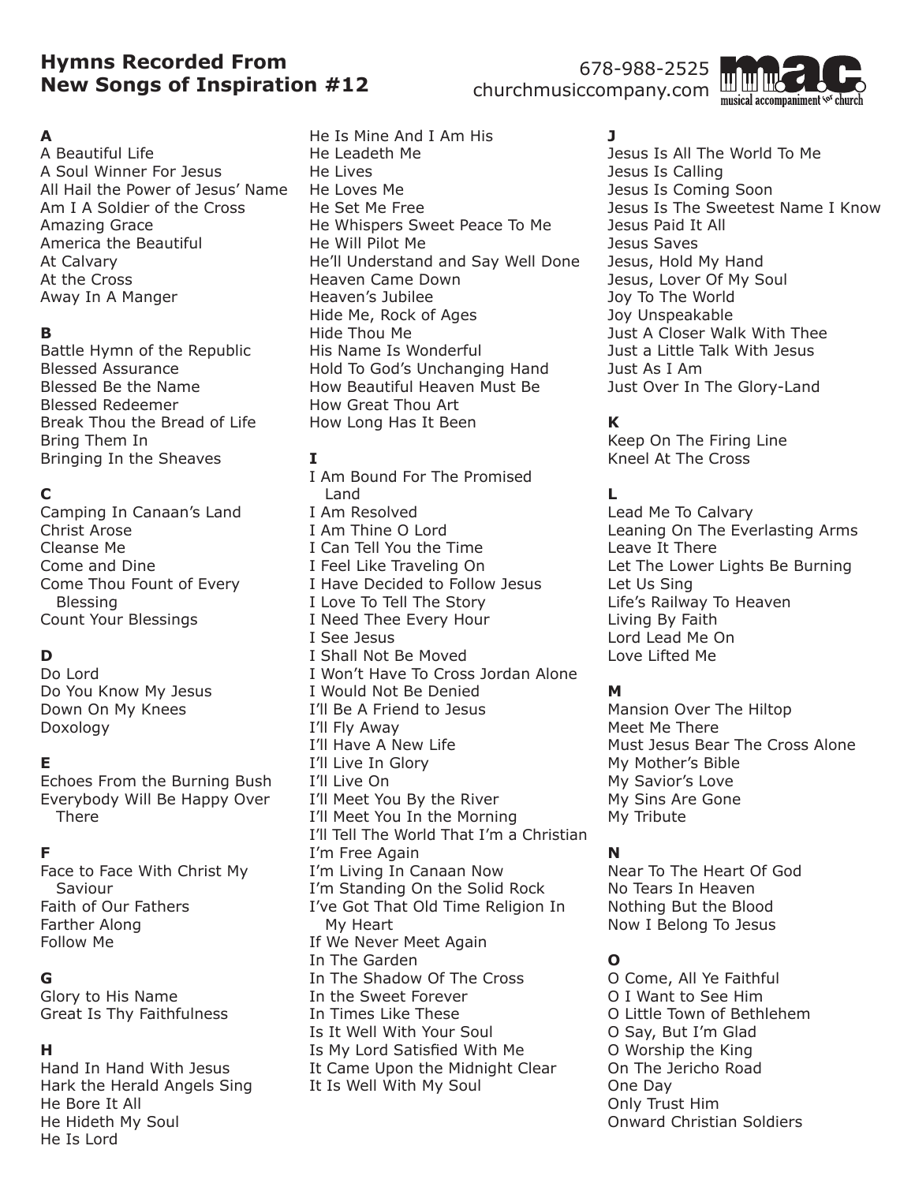# Hymns Recorded From New Songs of Inspiration #12

678-988-2525
churchmusiccompany.com

m.a.c. musical accompaniment for church

**A**

A Beautiful Life
A Soul Winner For Jesus
All Hail the Power of Jesus' Name
Am I A Soldier of the Cross
Amazing Grace
America the Beautiful
At Calvary
At the Cross
Away In A Manger

**B**

Battle Hymn of the Republic
Blessed Assurance
Blessed Be the Name
Blessed Redeemer
Break Thou the Bread of Life
Bring Them In
Bringing In the Sheaves

**C**

Camping In Canaan's Land
Christ Arose
Cleanse Me
Come and Dine
Come Thou Fount of Every Blessing
Count Your Blessings

**D**

Do Lord
Do You Know My Jesus
Down On My Knees
Doxology

**E**

Echoes From the Burning Bush
Everybody Will Be Happy Over There

**F**

Face to Face With Christ My Saviour
Faith of Our Fathers
Farther Along
Follow Me

**G**

Glory to His Name
Great Is Thy Faithfulness

**H**

Hand In Hand With Jesus
Hark the Herald Angels Sing
He Bore It All
He Hideth My Soul
He Is Lord
He Is Mine And I Am His
He Leadeth Me
He Lives
He Loves Me
He Set Me Free
He Whispers Sweet Peace To Me
He Will Pilot Me
He'll Understand and Say Well Done
Heaven Came Down
Heaven's Jubilee
Hide Me, Rock of Ages
Hide Thou Me
His Name Is Wonderful
Hold To God's Unchanging Hand
How Beautiful Heaven Must Be
How Great Thou Art
How Long Has It Been

**I**

I Am Bound For The Promised Land
I Am Resolved
I Am Thine O Lord
I Can Tell You the Time
I Feel Like Traveling On
I Have Decided to Follow Jesus
I Love To Tell The Story
I Need Thee Every Hour
I See Jesus
I Shall Not Be Moved
I Won't Have To Cross Jordan Alone
I Would Not Be Denied
I'll Be A Friend to Jesus
I'll Fly Away
I'll Have A New Life
I'll Live In Glory
I'll Live On
I'll Meet You By the River
I'll Meet You In the Morning
I'll Tell The World That I'm a Christian
I'm Free Again
I'm Living In Canaan Now
I'm Standing On the Solid Rock
I've Got That Old Time Religion In My Heart
If We Never Meet Again
In The Garden
In The Shadow Of The Cross
In the Sweet Forever
In Times Like These
Is It Well With Your Soul
Is My Lord Satisfied With Me
It Came Upon the Midnight Clear
It Is Well With My Soul

**J**

Jesus Is All The World To Me
Jesus Is Calling
Jesus Is Coming Soon
Jesus Is The Sweetest Name I Know
Jesus Paid It All
Jesus Saves
Jesus, Hold My Hand
Jesus, Lover Of My Soul
Joy To The World
Joy Unspeakable
Just A Closer Walk With Thee
Just a Little Talk With Jesus
Just As I Am
Just Over In The Glory-Land

**K**

Keep On The Firing Line
Kneel At The Cross

**L**

Lead Me To Calvary
Leaning On The Everlasting Arms
Leave It There
Let The Lower Lights Be Burning
Let Us Sing
Life's Railway To Heaven
Living By Faith
Lord Lead Me On
Love Lifted Me

**M**

Mansion Over The Hiltop
Meet Me There
Must Jesus Bear The Cross Alone
My Mother's Bible
My Savior's Love
My Sins Are Gone
My Tribute

**N**

Near To The Heart Of God
No Tears In Heaven
Nothing But the Blood
Now I Belong To Jesus

**O**

O Come, All Ye Faithful
O I Want to See Him
O Little Town of Bethlehem
O Say, But I'm Glad
O Worship the King
On The Jericho Road
One Day
Only Trust Him
Onward Christian Soldiers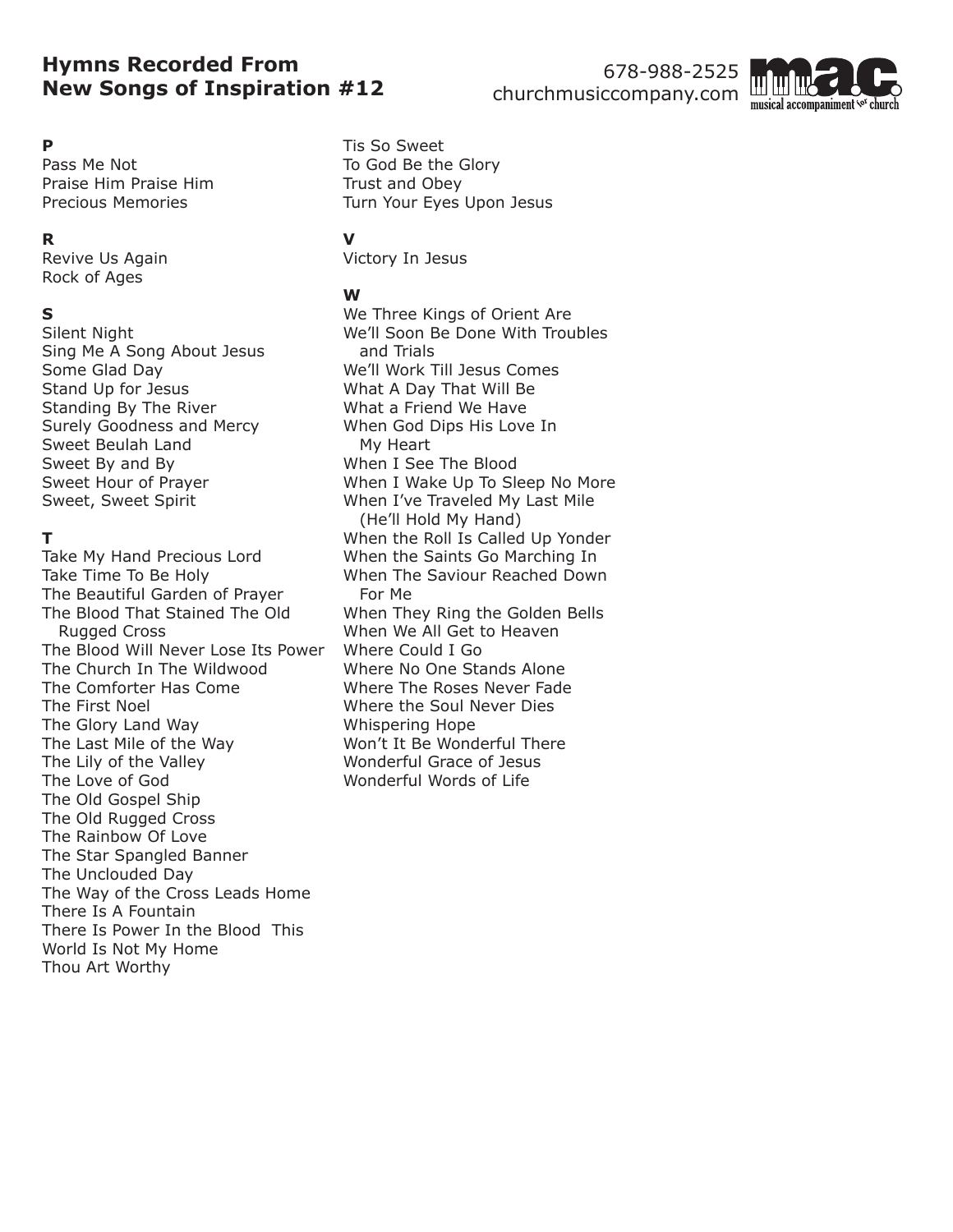# Hymns Recorded From New Songs of Inspiration #12

678-988-2525
churchmusiccompany.com

musical accompaniment for church

**P**

Pass Me Not
Praise Him Praise Him
Precious Memories

**R**

Revive Us Again
Rock of Ages

**S**

Silent Night
Sing Me A Song About Jesus
Some Glad Day
Stand Up for Jesus
Standing By The River
Surely Goodness and Mercy
Sweet Beulah Land
Sweet By and By
Sweet Hour of Prayer
Sweet, Sweet Spirit

**T**

Take My Hand Precious Lord
Take Time To Be Holy
The Beautiful Garden of Prayer
The Blood That Stained The Old Rugged Cross
The Blood Will Never Lose Its Power
The Church In The Wildwood
The Comforter Has Come
The First Noel
The Glory Land Way
The Last Mile of the Way
The Lily of the Valley
The Love of God
The Old Gospel Ship
The Old Rugged Cross
The Rainbow Of Love
The Star Spangled Banner
The Unclouded Day
The Way of the Cross Leads Home
There Is A Fountain
There Is Power In the Blood
This World Is Not My Home
Thou Art Worthy
Tis So Sweet
To God Be the Glory
Trust and Obey
Turn Your Eyes Upon Jesus

**V**

Victory In Jesus

**W**

We Three Kings of Orient Are
We'll Soon Be Done With Troubles and Trials
We'll Work Till Jesus Comes
What A Day That Will Be
What a Friend We Have
When God Dips His Love In My Heart
When I See The Blood
When I Wake Up To Sleep No More
When I've Traveled My Last Mile (He'll Hold My Hand)
When the Roll Is Called Up Yonder
When the Saints Go Marching In
When The Saviour Reached Down For Me
When They Ring the Golden Bells
When We All Get to Heaven
Where Could I Go
Where No One Stands Alone
Where The Roses Never Fade
Where the Soul Never Dies
Whispering Hope
Won't It Be Wonderful There
Wonderful Grace of Jesus
Wonderful Words of Life